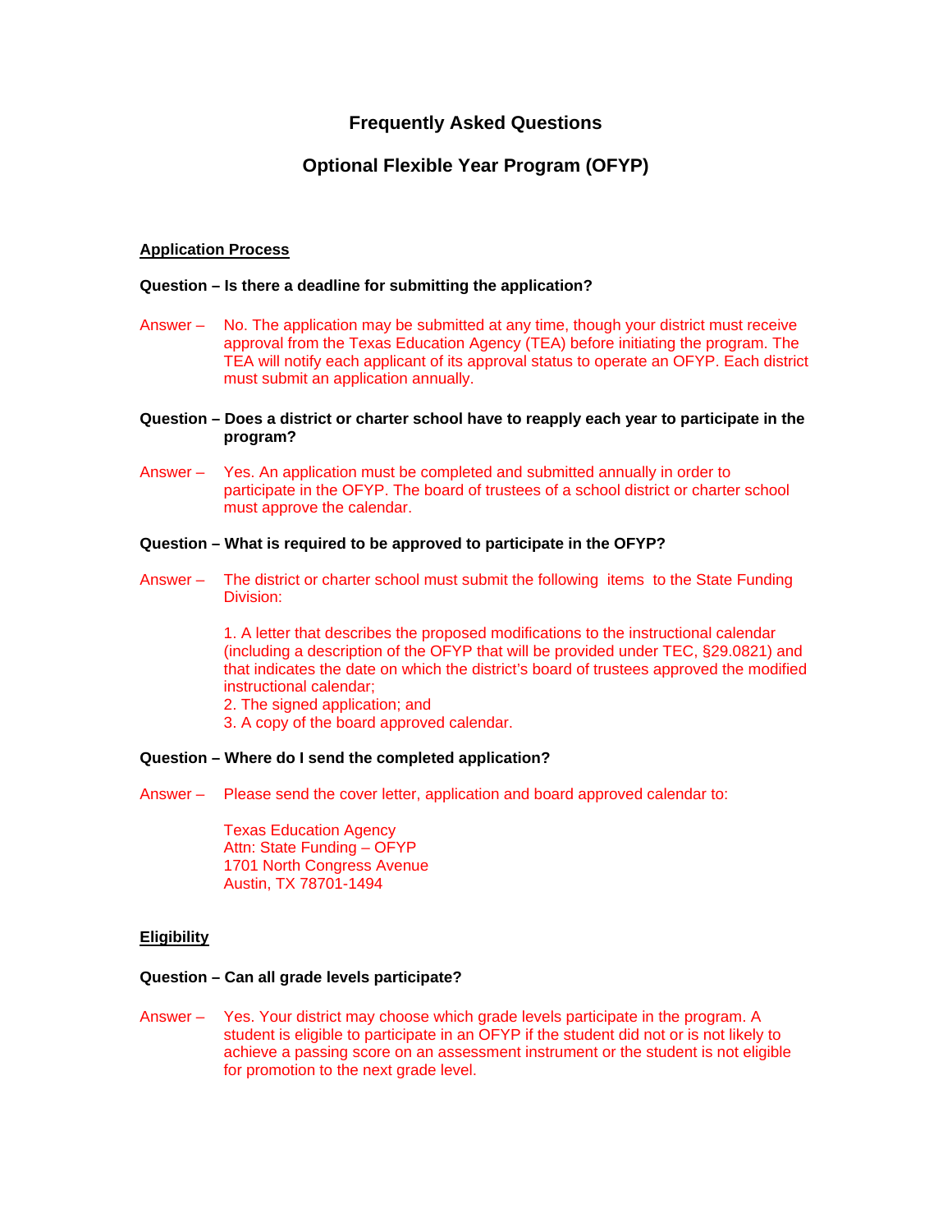# Frequently Asked Questions

## Optional Flexible Year Program (OFYP)

### Application Process

**Question – Is there a deadline for submitting the application?**

Answer – No. The application may be submitted at any time, though your district must receive approval from the Texas Education Agency (TEA) before initiating the program. The TEA will notify each applicant of its approval status to operate an OFYP. Each district must submit an application annually.

**Question – Does a district or charter school have to reapply each year to participate in the program?**

Answer – Yes. An application must be completed and submitted annually in order to participate in the OFYP. The board of trustees of a school district or charter school must approve the calendar.

**Question – What is required to be approved to participate in the OFYP?**

Answer – The district or charter school must submit the following items to the State Funding Division:

1. A letter that describes the proposed modifications to the instructional calendar (including a description of the OFYP that will be provided under TEC, §29.0821) and that indicates the date on which the district's board of trustees approved the modified instructional calendar;
2. The signed application; and
3. A copy of the board approved calendar.

**Question – Where do I send the completed application?**

Answer – Please send the cover letter, application and board approved calendar to:

Texas Education Agency
Attn: State Funding – OFYP
1701 North Congress Avenue
Austin, TX 78701-1494

### Eligibility

**Question – Can all grade levels participate?**

Answer – Yes. Your district may choose which grade levels participate in the program. A student is eligible to participate in an OFYP if the student did not or is not likely to achieve a passing score on an assessment instrument or the student is not eligible for promotion to the next grade level.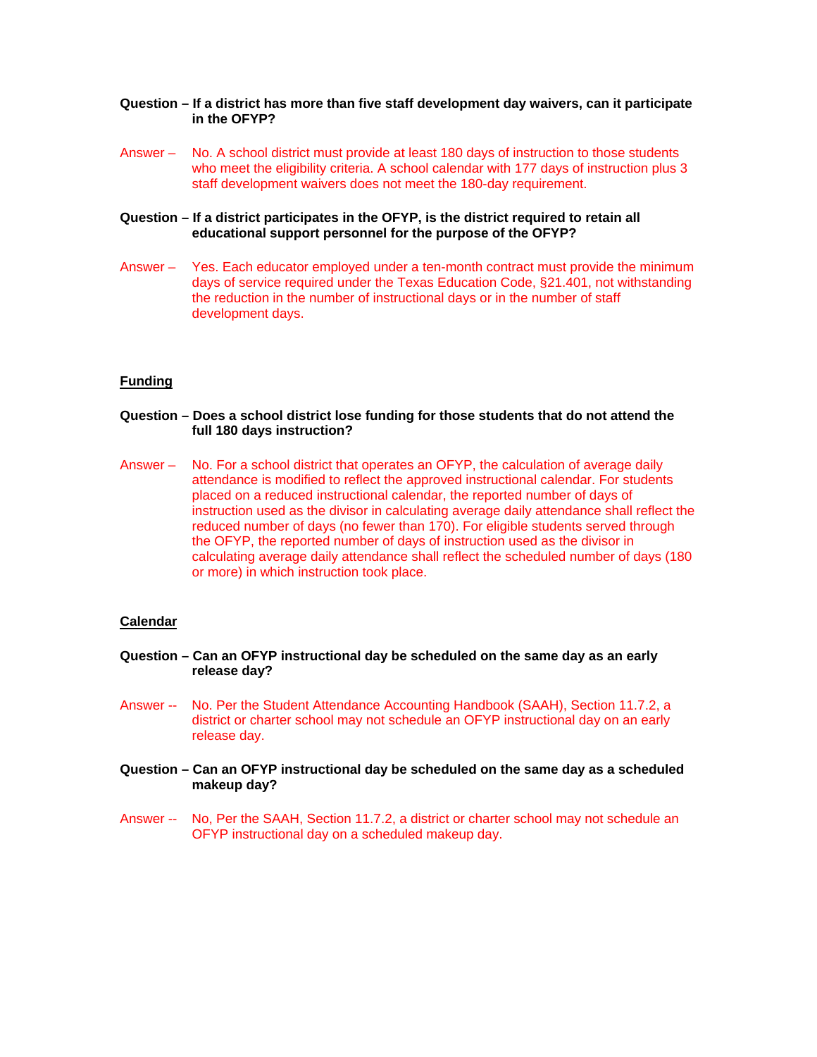**Question – If a district has more than five staff development day waivers, can it participate in the OFYP?**

Answer – No. A school district must provide at least 180 days of instruction to those students who meet the eligibility criteria. A school calendar with 177 days of instruction plus 3 staff development waivers does not meet the 180-day requirement.

**Question – If a district participates in the OFYP, is the district required to retain all educational support personnel for the purpose of the OFYP?**

Answer – Yes. Each educator employed under a ten-month contract must provide the minimum days of service required under the Texas Education Code, §21.401, not withstanding the reduction in the number of instructional days or in the number of staff development days.

## Funding

**Question – Does a school district lose funding for those students that do not attend the full 180 days instruction?**

Answer – No. For a school district that operates an OFYP, the calculation of average daily attendance is modified to reflect the approved instructional calendar. For students placed on a reduced instructional calendar, the reported number of days of instruction used as the divisor in calculating average daily attendance shall reflect the reduced number of days (no fewer than 170). For eligible students served through the OFYP, the reported number of days of instruction used as the divisor in calculating average daily attendance shall reflect the scheduled number of days (180 or more) in which instruction took place.

## Calendar

**Question – Can an OFYP instructional day be scheduled on the same day as an early release day?**

Answer -- No. Per the Student Attendance Accounting Handbook (SAAH), Section 11.7.2, a district or charter school may not schedule an OFYP instructional day on an early release day.

**Question – Can an OFYP instructional day be scheduled on the same day as a scheduled makeup day?**

Answer -- No, Per the SAAH, Section 11.7.2, a district or charter school may not schedule an OFYP instructional day on a scheduled makeup day.